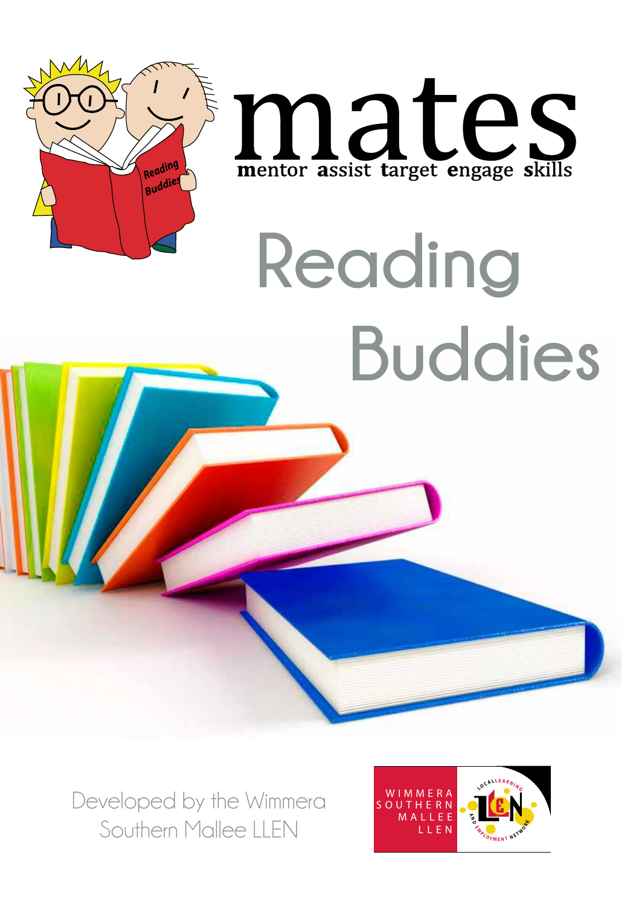# mates

**m**entor **a**ssist **t**arget **e**ngage **s**kills

# Reading Buddies

Developed by the Wimmera Southern Mallee LLEN

WIMMERA SOUTHERN MALLEE LLEN

LOCAL LEARNING AND EMPLOYMENT NETWORK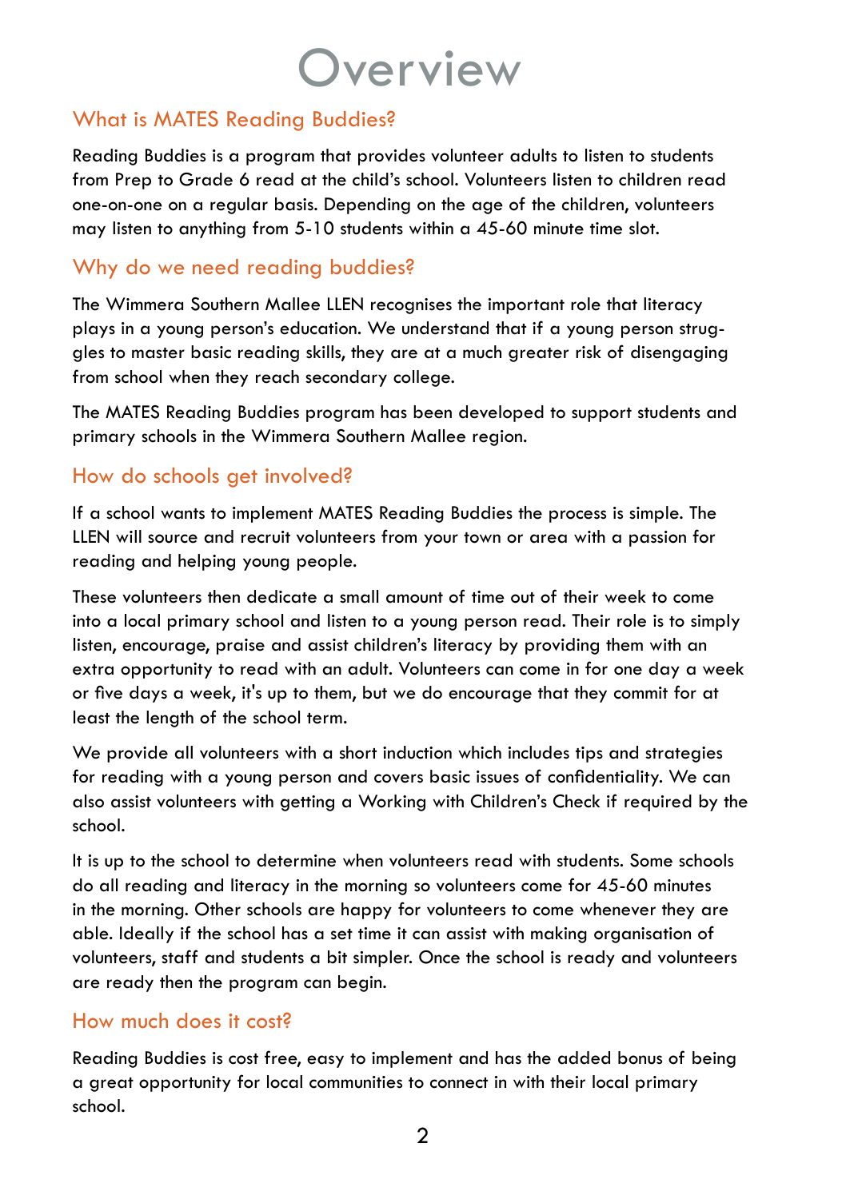# Overview

## What is MATES Reading Buddies?

Reading Buddies is a program that provides volunteer adults to listen to students from Prep to Grade 6 read at the child's school. Volunteers listen to children read one-on-one on a regular basis. Depending on the age of the children, volunteers may listen to anything from 5-10 students within a 45-60 minute time slot.

## Why do we need reading buddies?

The Wimmera Southern Mallee LLEN recognises the important role that literacy plays in a young person's education. We understand that if a young person struggles to master basic reading skills, they are at a much greater risk of disengaging from school when they reach secondary college.

The MATES Reading Buddies program has been developed to support students and primary schools in the Wimmera Southern Mallee region.

## How do schools get involved?

If a school wants to implement MATES Reading Buddies the process is simple. The LLEN will source and recruit volunteers from your town or area with a passion for reading and helping young people.

These volunteers then dedicate a small amount of time out of their week to come into a local primary school and listen to a young person read. Their role is to simply listen, encourage, praise and assist children's literacy by providing them with an extra opportunity to read with an adult. Volunteers can come in for one day a week or five days a week, it's up to them, but we do encourage that they commit for at least the length of the school term.

We provide all volunteers with a short induction which includes tips and strategies for reading with a young person and covers basic issues of confidentiality. We can also assist volunteers with getting a Working with Children's Check if required by the school.

It is up to the school to determine when volunteers read with students. Some schools do all reading and literacy in the morning so volunteers come for 45-60 minutes in the morning. Other schools are happy for volunteers to come whenever they are able. Ideally if the school has a set time it can assist with making organisation of volunteers, staff and students a bit simpler. Once the school is ready and volunteers are ready then the program can begin.

## How much does it cost?

Reading Buddies is cost free, easy to implement and has the added bonus of being a great opportunity for local communities to connect in with their local primary school.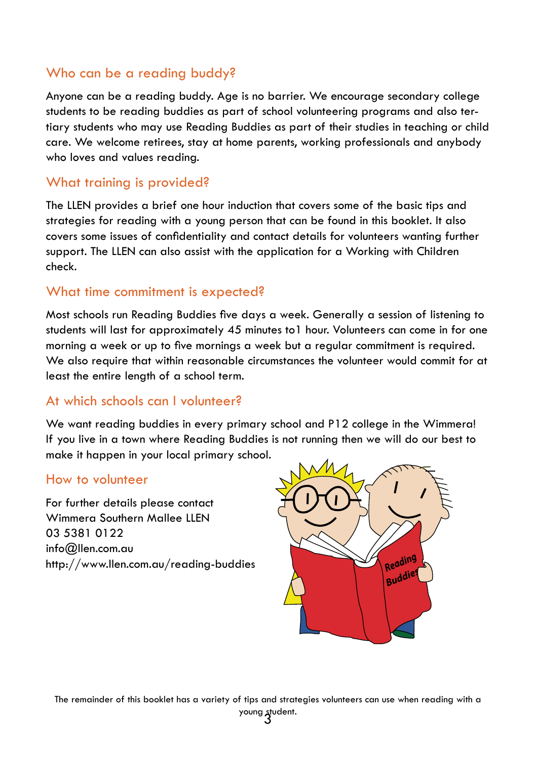## Who can be a reading buddy?

Anyone can be a reading buddy. Age is no barrier. We encourage secondary college students to be reading buddies as part of school volunteering programs and also tertiary students who may use Reading Buddies as part of their studies in teaching or child care. We welcome retirees, stay at home parents, working professionals and anybody who loves and values reading.

## What training is provided?

The LLEN provides a brief one hour induction that covers some of the basic tips and strategies for reading with a young person that can be found in this booklet. It also covers some issues of confidentiality and contact details for volunteers wanting further support. The LLEN can also assist with the application for a Working with Children check.

## What time commitment is expected?

Most schools run Reading Buddies five days a week. Generally a session of listening to students will last for approximately 45 minutes to1 hour. Volunteers can come in for one morning a week or up to five mornings a week but a regular commitment is required. We also require that within reasonable circumstances the volunteer would commit for at least the entire length of a school term.

## At which schools can I volunteer?

We want reading buddies in every primary school and P12 college in the Wimmera! If you live in a town where Reading Buddies is not running then we will do our best to make it happen in your local primary school.

## How to volunteer

For further details please contact
Wimmera Southern Mallee LLEN
03 5381 0122
info@llen.com.au
http://www.llen.com.au/reading-buddies

The remainder of this booklet has a variety of tips and strategies volunteers can use when reading with a young student.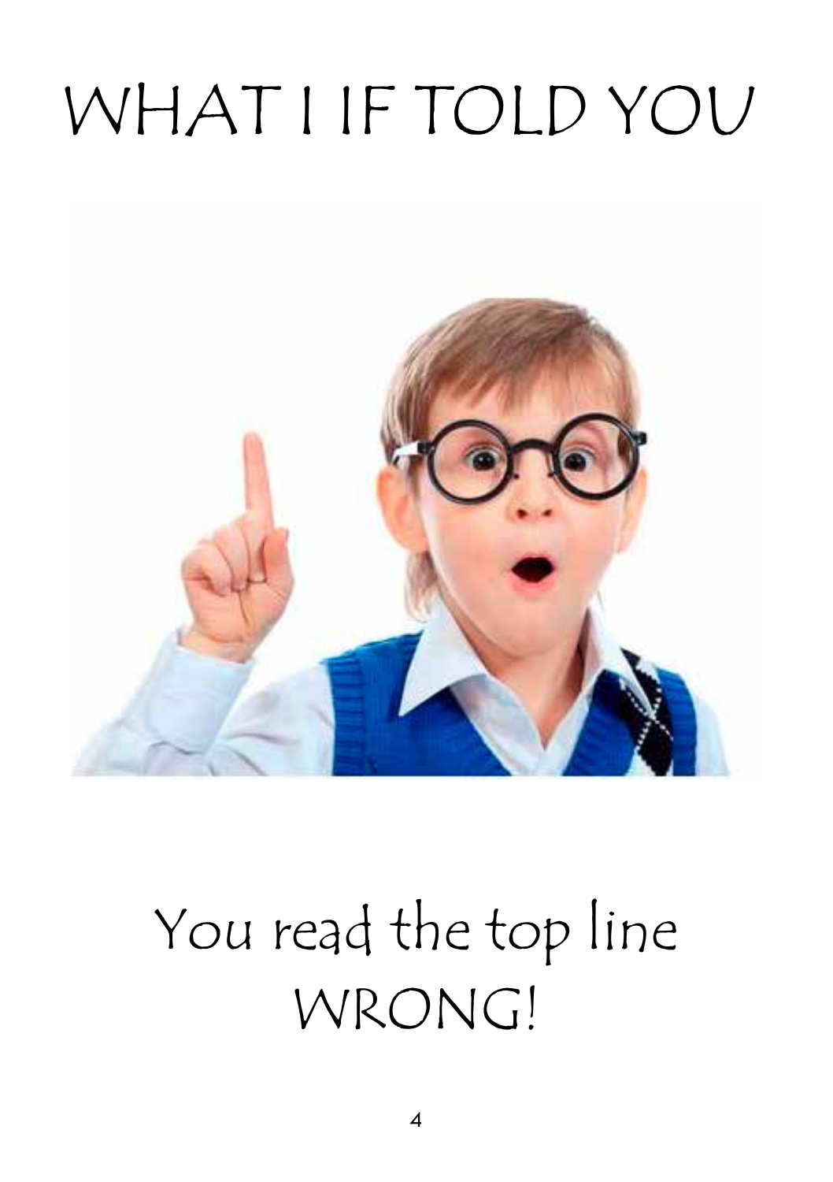# WHAT I IF TOLD YOU

You read the top line WRONG!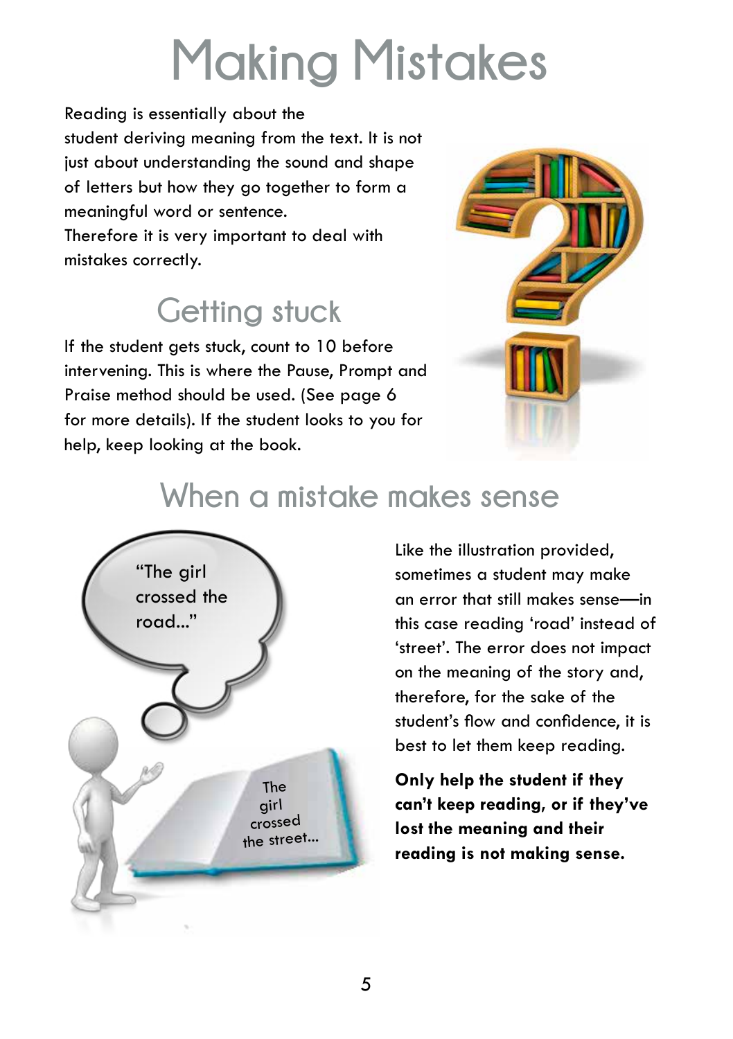# Making Mistakes

Reading is essentially about the student deriving meaning from the text. It is not just about understanding the sound and shape of letters but how they go together to form a meaningful word or sentence.
Therefore it is very important to deal with mistakes correctly.

## Getting stuck

If the student gets stuck, count to 10 before intervening. This is where the Pause, Prompt and Praise method should be used. (See page 6 for more details). If the student looks to you for help, keep looking at the book.

## When a mistake makes sense

Like the illustration provided, sometimes a student may make an error that still makes sense—in this case reading 'road' instead of 'street'. The error does not impact on the meaning of the story and, therefore, for the sake of the student's flow and confidence, it is best to let them keep reading.

**Only help the student if they can't keep reading, or if they've lost the meaning and their reading is not making sense.**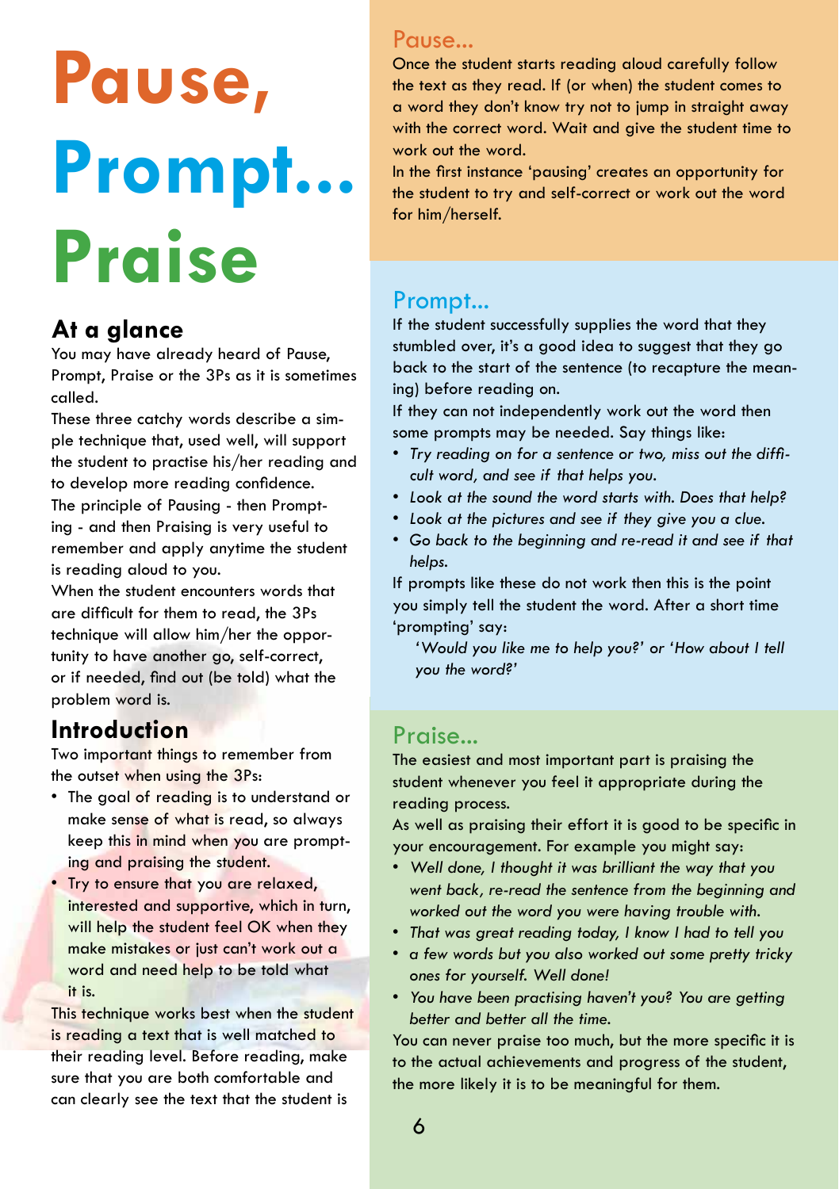# Pause, Prompt... Praise

## At a glance

You may have already heard of Pause, Prompt, Praise or the 3Ps as it is sometimes called.

These three catchy words describe a simple technique that, used well, will support the student to practise his/her reading and to develop more reading confidence.

The principle of Pausing - then Prompting - and then Praising is very useful to remember and apply anytime the student is reading aloud to you.

When the student encounters words that are difficult for them to read, the 3Ps technique will allow him/her the opportunity to have another go, self-correct, or if needed, find out (be told) what the problem word is.

## Introduction

Two important things to remember from the outset when using the 3Ps:

- The goal of reading is to understand or make sense of what is read, so always keep this in mind when you are prompting and praising the student.
- Try to ensure that you are relaxed, interested and supportive, which in turn, will help the student feel OK when they make mistakes or just can't work out a word and need help to be told what it is.

This technique works best when the student is reading a text that is well matched to their reading level. Before reading, make sure that you are both comfortable and can clearly see the text that the student is

## Pause...

Once the student starts reading aloud carefully follow the text as they read. If (or when) the student comes to a word they don't know try not to jump in straight away with the correct word. Wait and give the student time to work out the word.

In the first instance 'pausing' creates an opportunity for the student to try and self-correct or work out the word for him/herself.

## Prompt...

If the student successfully supplies the word that they stumbled over, it's a good idea to suggest that they go back to the start of the sentence (to recapture the meaning) before reading on.

If they can not independently work out the word then some prompts may be needed. Say things like:

- *Try reading on for a sentence or two, miss out the difficult word, and see if that helps you.*
- *Look at the sound the word starts with. Does that help?*
- *Look at the pictures and see if they give you a clue.*
- *Go back to the beginning and re-read it and see if that helps.*

If prompts like these do not work then this is the point you simply tell the student the word. After a short time 'prompting' say:

*'Would you like me to help you?' or 'How about I tell you the word?'*

## Praise...

The easiest and most important part is praising the student whenever you feel it appropriate during the reading process.

As well as praising their effort it is good to be specific in your encouragement. For example you might say:

- *Well done, I thought it was brilliant the way that you went back, re-read the sentence from the beginning and worked out the word you were having trouble with.*
- *That was great reading today, I know I had to tell you*
- *a few words but you also worked out some pretty tricky ones for yourself. Well done!*
- *You have been practising haven't you? You are getting better and better all the time.*

You can never praise too much, but the more specific it is to the actual achievements and progress of the student, the more likely it is to be meaningful for them.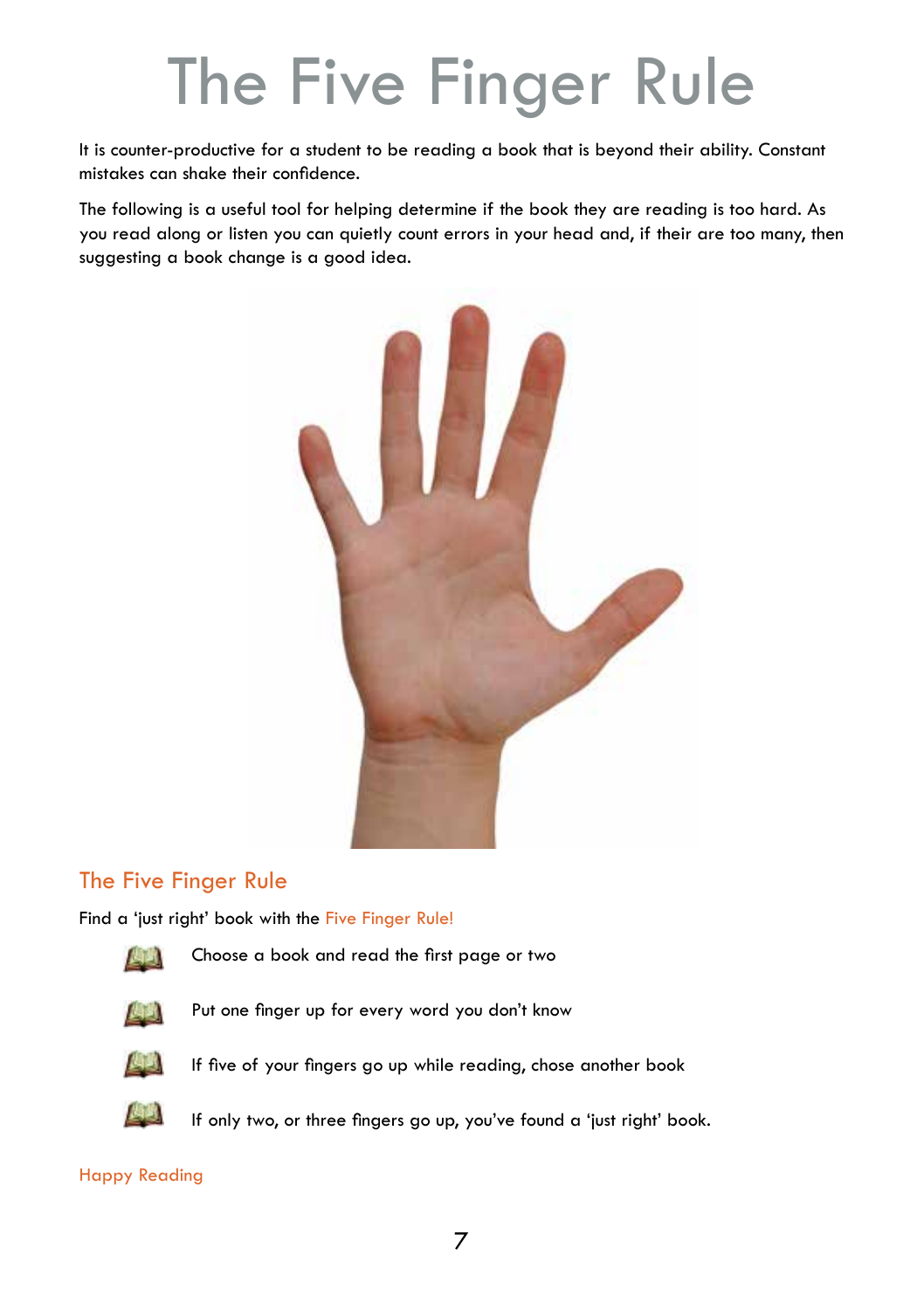# The Five Finger Rule

It is counter-productive for a student to be reading a book that is beyond their ability. Constant mistakes can shake their confidence.

The following is a useful tool for helping determine if the book they are reading is too hard. As you read along or listen you can quietly count errors in your head and, if their are too many, then suggesting a book change is a good idea.

## The Five Finger Rule

Find a 'just right' book with the Five Finger Rule!

- Choose a book and read the first page or two
- Put one finger up for every word you don't know
- If five of your fingers go up while reading, chose another book
- If only two, or three fingers go up, you've found a 'just right' book.

Happy Reading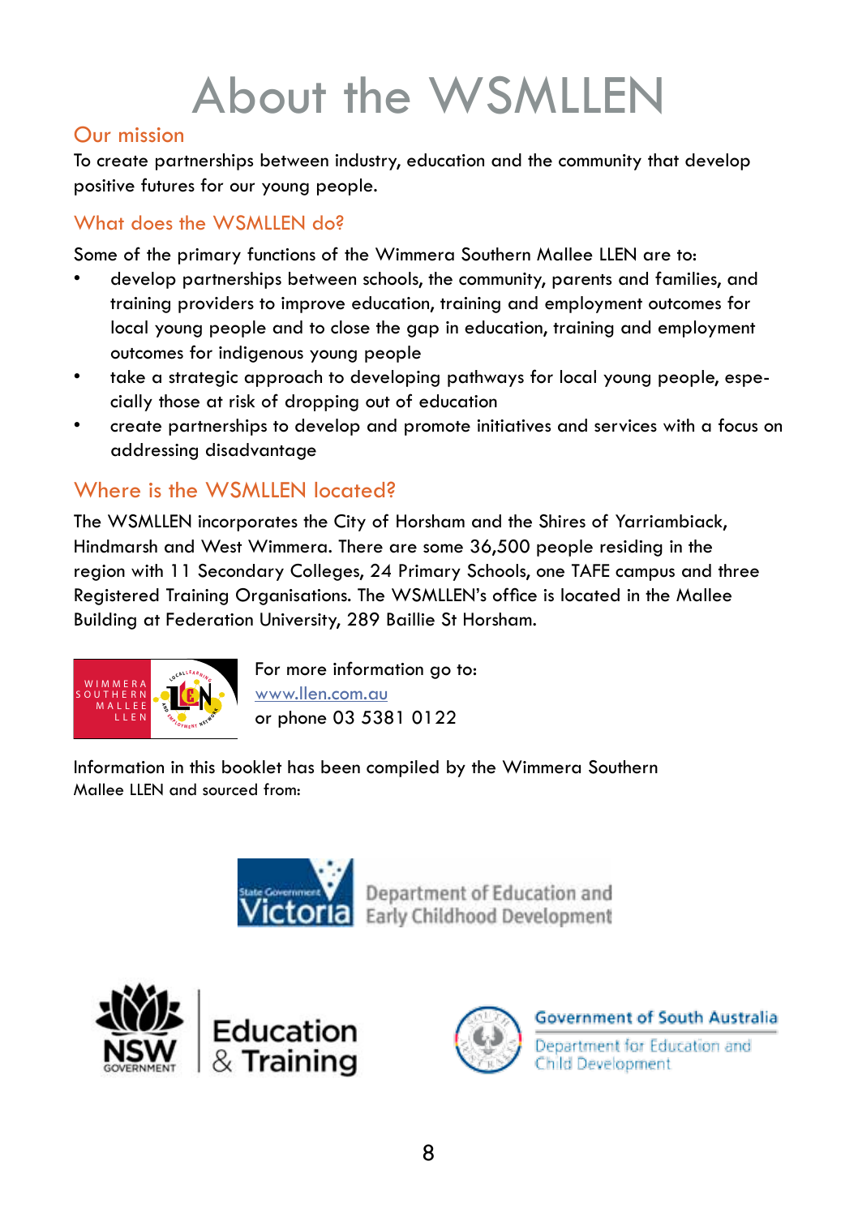# About the WSMLLEN

## Our mission

To create partnerships between industry, education and the community that develop positive futures for our young people.

## What does the WSMLLEN do?

Some of the primary functions of the Wimmera Southern Mallee LLEN are to:

- develop partnerships between schools, the community, parents and families, and training providers to improve education, training and employment outcomes for local young people and to close the gap in education, training and employment outcomes for indigenous young people
- take a strategic approach to developing pathways for local young people, especially those at risk of dropping out of education
- create partnerships to develop and promote initiatives and services with a focus on addressing disadvantage

## Where is the WSMLLEN located?

The WSMLLEN incorporates the City of Horsham and the Shires of Yarriambiack, Hindmarsh and West Wimmera. There are some 36,500 people residing in the region with 11 Secondary Colleges, 24 Primary Schools, one TAFE campus and three Registered Training Organisations. The WSMLLEN's office is located in the Mallee Building at Federation University, 289 Baillie St Horsham.

For more information go to:
www.llen.com.au
or phone 03 5381 0122

Information in this booklet has been compiled by the Wimmera Southern Mallee LLEN and sourced from:

State Government Victoria – Department of Education and Early Childhood Development

NSW Government – Education & Training

Government of South Australia – Department for Education and Child Development